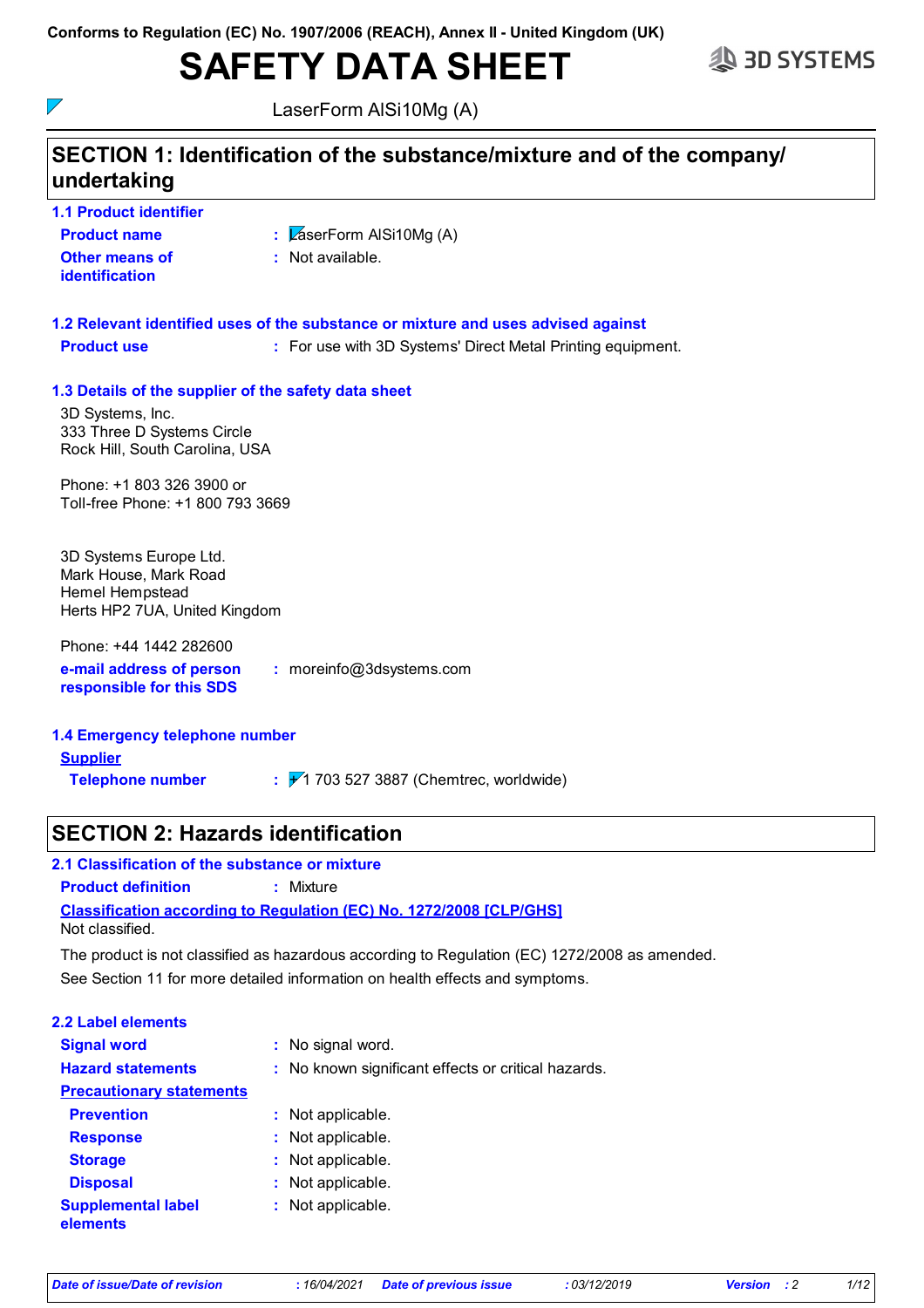Conforms to Regulation (EC) No. 1907/2006 (REACH), Annex II - United Kingdom (UK)

# SAFETY DATA SHEET

LaserForm AlSi10Mg (A)

## SECTION 1: Identification of the substance/mixture and of the company/ undertaking

### 1.1 Product identifier

**Product name** : LaserForm AlSi10Mg (A)

**Other means of identification** : Not available.

### 1.2 Relevant identified uses of the substance or mixture and uses advised against

**Product use** : For use with 3D Systems' Direct Metal Printing equipment.

### 1.3 Details of the supplier of the safety data sheet

3D Systems, Inc.
333 Three D Systems Circle
Rock Hill, South Carolina, USA

Phone: +1 803 326 3900 or
Toll-free Phone: +1 800 793 3669

3D Systems Europe Ltd.
Mark House, Mark Road
Hemel Hempstead
Herts HP2 7UA, United Kingdom

Phone: +44 1442 282600

**e-mail address of person responsible for this SDS** : moreinfo@3dsystems.com

### 1.4 Emergency telephone number

**Supplier**

**Telephone number** : +1 703 527 3887 (Chemtrec, worldwide)

## SECTION 2: Hazards identification

### 2.1 Classification of the substance or mixture

**Product definition** : Mixture

**Classification according to Regulation (EC) No. 1272/2008 [CLP/GHS]**

Not classified.

The product is not classified as hazardous according to Regulation (EC) 1272/2008 as amended.

See Section 11 for more detailed information on health effects and symptoms.

### 2.2 Label elements

**Signal word** : No signal word.

**Hazard statements** : No known significant effects or critical hazards.

**Precautionary statements**

**Prevention** : Not applicable.

**Response** : Not applicable.

**Storage** : Not applicable.

**Disposal** : Not applicable.

**Supplemental label elements** : Not applicable.

*Date of issue/Date of revision* : 16/04/2021 *Date of previous issue* : 03/12/2019 *Version* : 2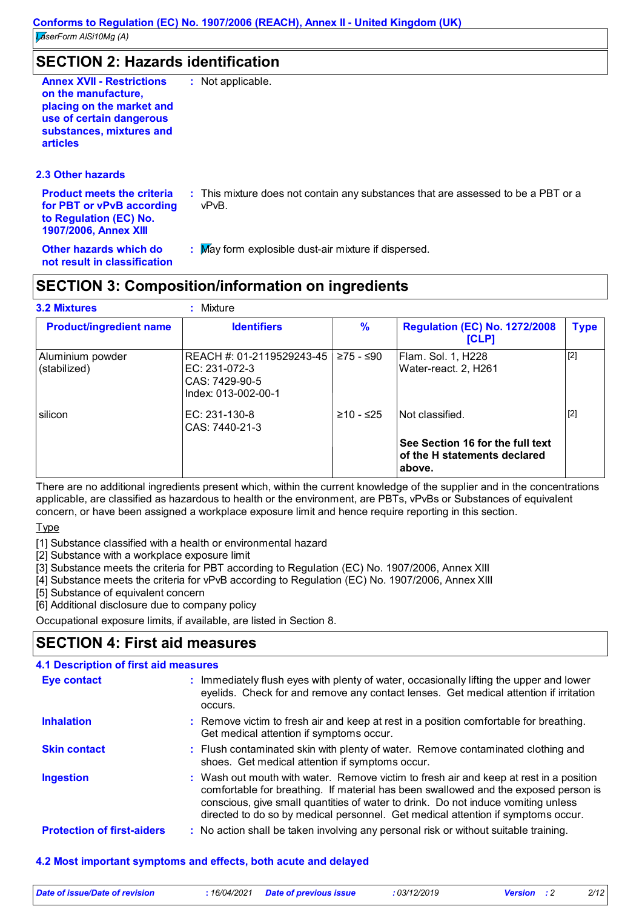## SECTION 2: Hazards identification

**Annex XVII - Restrictions on the manufacture, placing on the market and use of certain dangerous substances, mixtures and articles** : Not applicable.

### 2.3 Other hazards

**Product meets the criteria for PBT or vPvB according to Regulation (EC) No. 1907/2006, Annex XIII** : This mixture does not contain any substances that are assessed to be a PBT or a vPvB.

**Other hazards which do not result in classification** : May form explosible dust-air mixture if dispersed.

## SECTION 3: Composition/information on ingredients

**3.2 Mixtures** : Mixture

| Product/ingredient name | Identifiers | % | Regulation (EC) No. 1272/2008 [CLP] | Type |
|---|---|---|---|---|
| Aluminium powder (stabilized) | REACH #: 01-2119529243-45<br>EC: 231-072-3<br>CAS: 7429-90-5<br>Index: 013-002-00-1 | ≥75 - ≤90 | Flam. Sol. 1, H228<br>Water-react. 2, H261 | [2] |
| silicon | EC: 231-130-8<br>CAS: 7440-21-3 | ≥10 - ≤25 | Not classified. | [2] |
| | | | **See Section 16 for the full text of the H statements declared above.** | |

There are no additional ingredients present which, within the current knowledge of the supplier and in the concentrations applicable, are classified as hazardous to health or the environment, are PBTs, vPvBs or Substances of equivalent concern, or have been assigned a workplace exposure limit and hence require reporting in this section.

Type

[1] Substance classified with a health or environmental hazard
[2] Substance with a workplace exposure limit
[3] Substance meets the criteria for PBT according to Regulation (EC) No. 1907/2006, Annex XIII
[4] Substance meets the criteria for vPvB according to Regulation (EC) No. 1907/2006, Annex XIII
[5] Substance of equivalent concern
[6] Additional disclosure due to company policy

Occupational exposure limits, if available, are listed in Section 8.

## SECTION 4: First aid measures

### 4.1 Description of first aid measures

**Eye contact** : Immediately flush eyes with plenty of water, occasionally lifting the upper and lower eyelids. Check for and remove any contact lenses. Get medical attention if irritation occurs.

**Inhalation** : Remove victim to fresh air and keep at rest in a position comfortable for breathing. Get medical attention if symptoms occur.

**Skin contact** : Flush contaminated skin with plenty of water. Remove contaminated clothing and shoes. Get medical attention if symptoms occur.

**Ingestion** : Wash out mouth with water. Remove victim to fresh air and keep at rest in a position comfortable for breathing. If material has been swallowed and the exposed person is conscious, give small quantities of water to drink. Do not induce vomiting unless directed to do so by medical personnel. Get medical attention if symptoms occur.

**Protection of first-aiders** : No action shall be taken involving any personal risk or without suitable training.

### 4.2 Most important symptoms and effects, both acute and delayed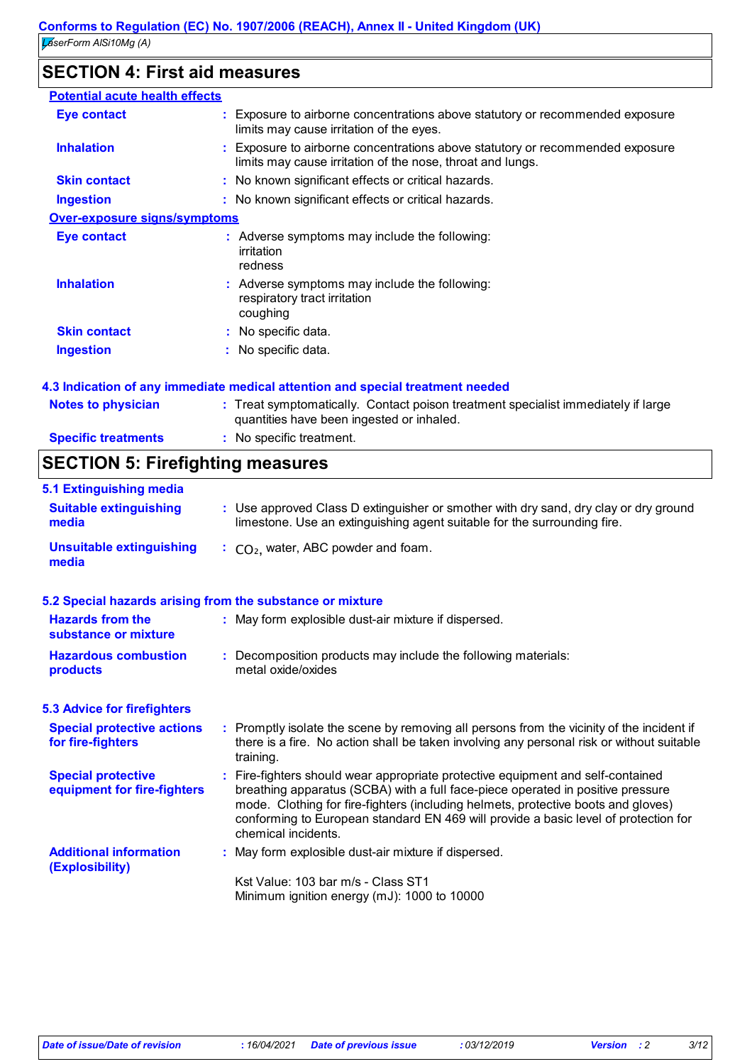## SECTION 4: First aid measures

**Potential acute health effects**

| | |
|---|---|
| **Eye contact** | : Exposure to airborne concentrations above statutory or recommended exposure limits may cause irritation of the eyes. |
| **Inhalation** | : Exposure to airborne concentrations above statutory or recommended exposure limits may cause irritation of the nose, throat and lungs. |
| **Skin contact** | : No known significant effects or critical hazards. |
| **Ingestion** | : No known significant effects or critical hazards. |

**Over-exposure signs/symptoms**

| | |
|---|---|
| **Eye contact** | : Adverse symptoms may include the following: irritation redness |
| **Inhalation** | : Adverse symptoms may include the following: respiratory tract irritation coughing |
| **Skin contact** | : No specific data. |
| **Ingestion** | : No specific data. |

### 4.3 Indication of any immediate medical attention and special treatment needed

| | |
|---|---|
| **Notes to physician** | : Treat symptomatically. Contact poison treatment specialist immediately if large quantities have been ingested or inhaled. |
| **Specific treatments** | : No specific treatment. |

## SECTION 5: Firefighting measures

### 5.1 Extinguishing media

| | |
|---|---|
| **Suitable extinguishing media** | : Use approved Class D extinguisher or smother with dry sand, dry clay or dry ground limestone. Use an extinguishing agent suitable for the surrounding fire. |
| **Unsuitable extinguishing media** | : $CO_2$, water, ABC powder and foam. |

### 5.2 Special hazards arising from the substance or mixture

| | |
|---|---|
| **Hazards from the substance or mixture** | : May form explosible dust-air mixture if dispersed. |
| **Hazardous combustion products** | : Decomposition products may include the following materials: metal oxide/oxides |

### 5.3 Advice for firefighters

| | |
|---|---|
| **Special protective actions for fire-fighters** | : Promptly isolate the scene by removing all persons from the vicinity of the incident if there is a fire. No action shall be taken involving any personal risk or without suitable training. |
| **Special protective equipment for fire-fighters** | : Fire-fighters should wear appropriate protective equipment and self-contained breathing apparatus (SCBA) with a full face-piece operated in positive pressure mode. Clothing for fire-fighters (including helmets, protective boots and gloves) conforming to European standard EN 469 will provide a basic level of protection for chemical incidents. |
| **Additional information (Explosibility)** | : May form explosible dust-air mixture if dispersed.<br><br>Kst Value: 103 bar m/s - Class ST1<br>Minimum ignition energy (mJ): 1000 to 10000 |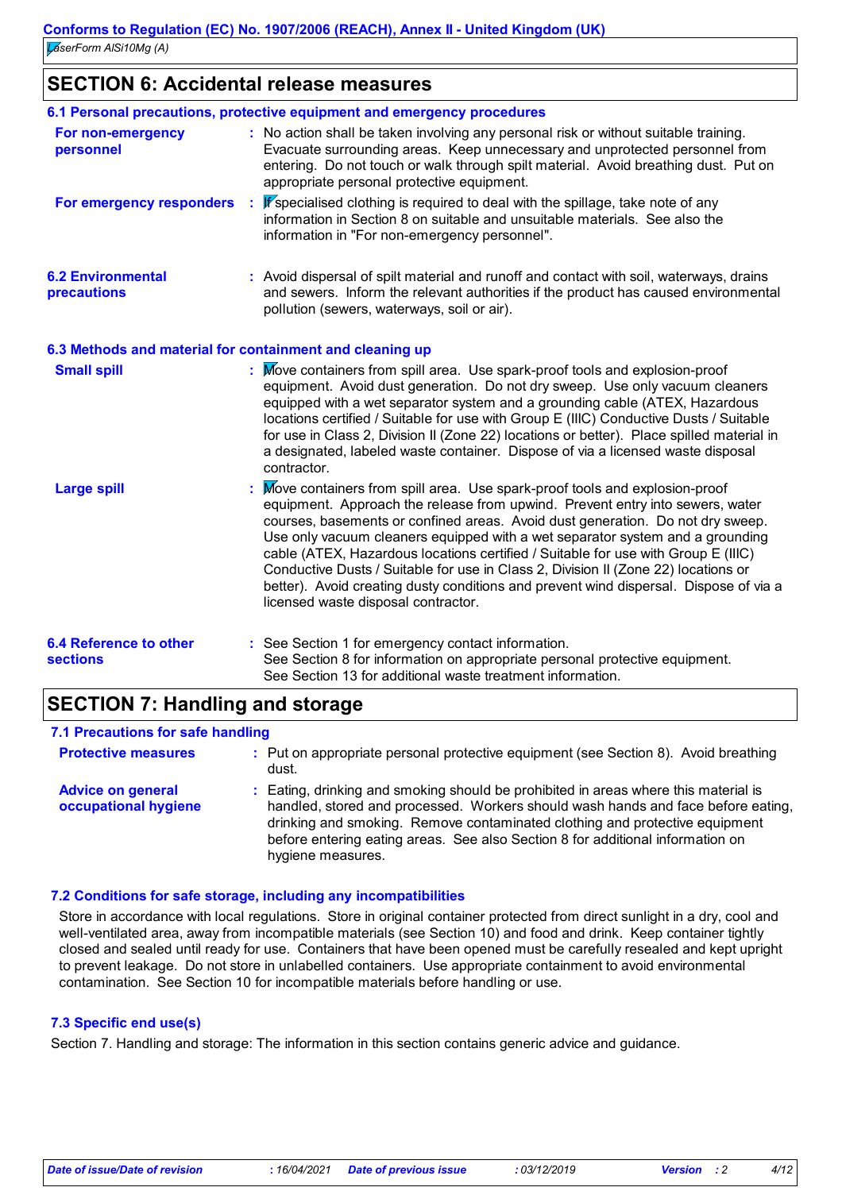## SECTION 6: Accidental release measures

### 6.1 Personal precautions, protective equipment and emergency procedures

**For non-emergency personnel** : No action shall be taken involving any personal risk or without suitable training. Evacuate surrounding areas. Keep unnecessary and unprotected personnel from entering. Do not touch or walk through spilt material. Avoid breathing dust. Put on appropriate personal protective equipment.

**For emergency responders** : If specialised clothing is required to deal with the spillage, take note of any information in Section 8 on suitable and unsuitable materials. See also the information in "For non-emergency personnel".

### 6.2 Environmental precautions

: Avoid dispersal of spilt material and runoff and contact with soil, waterways, drains and sewers. Inform the relevant authorities if the product has caused environmental pollution (sewers, waterways, soil or air).

### 6.3 Methods and material for containment and cleaning up

**Small spill** : Move containers from spill area. Use spark-proof tools and explosion-proof equipment. Avoid dust generation. Do not dry sweep. Use only vacuum cleaners equipped with a wet separator system and a grounding cable (ATEX, Hazardous locations certified / Suitable for use with Group E (IIIC) Conductive Dusts / Suitable for use in Class 2, Division II (Zone 22) locations or better). Place spilled material in a designated, labeled waste container. Dispose of via a licensed waste disposal contractor.

**Large spill** : Move containers from spill area. Use spark-proof tools and explosion-proof equipment. Approach the release from upwind. Prevent entry into sewers, water courses, basements or confined areas. Avoid dust generation. Do not dry sweep. Use only vacuum cleaners equipped with a wet separator system and a grounding cable (ATEX, Hazardous locations certified / Suitable for use with Group E (IIIC) Conductive Dusts / Suitable for use in Class 2, Division II (Zone 22) locations or better). Avoid creating dusty conditions and prevent wind dispersal. Dispose of via a licensed waste disposal contractor.

### 6.4 Reference to other sections

: See Section 1 for emergency contact information.
See Section 8 for information on appropriate personal protective equipment.
See Section 13 for additional waste treatment information.

## SECTION 7: Handling and storage

### 7.1 Precautions for safe handling

**Protective measures** : Put on appropriate personal protective equipment (see Section 8). Avoid breathing dust.

**Advice on general occupational hygiene** : Eating, drinking and smoking should be prohibited in areas where this material is handled, stored and processed. Workers should wash hands and face before eating, drinking and smoking. Remove contaminated clothing and protective equipment before entering eating areas. See also Section 8 for additional information on hygiene measures.

### 7.2 Conditions for safe storage, including any incompatibilities

Store in accordance with local regulations. Store in original container protected from direct sunlight in a dry, cool and well-ventilated area, away from incompatible materials (see Section 10) and food and drink. Keep container tightly closed and sealed until ready for use. Containers that have been opened must be carefully resealed and kept upright to prevent leakage. Do not store in unlabelled containers. Use appropriate containment to avoid environmental contamination. See Section 10 for incompatible materials before handling or use.

### 7.3 Specific end use(s)

Section 7. Handling and storage: The information in this section contains generic advice and guidance.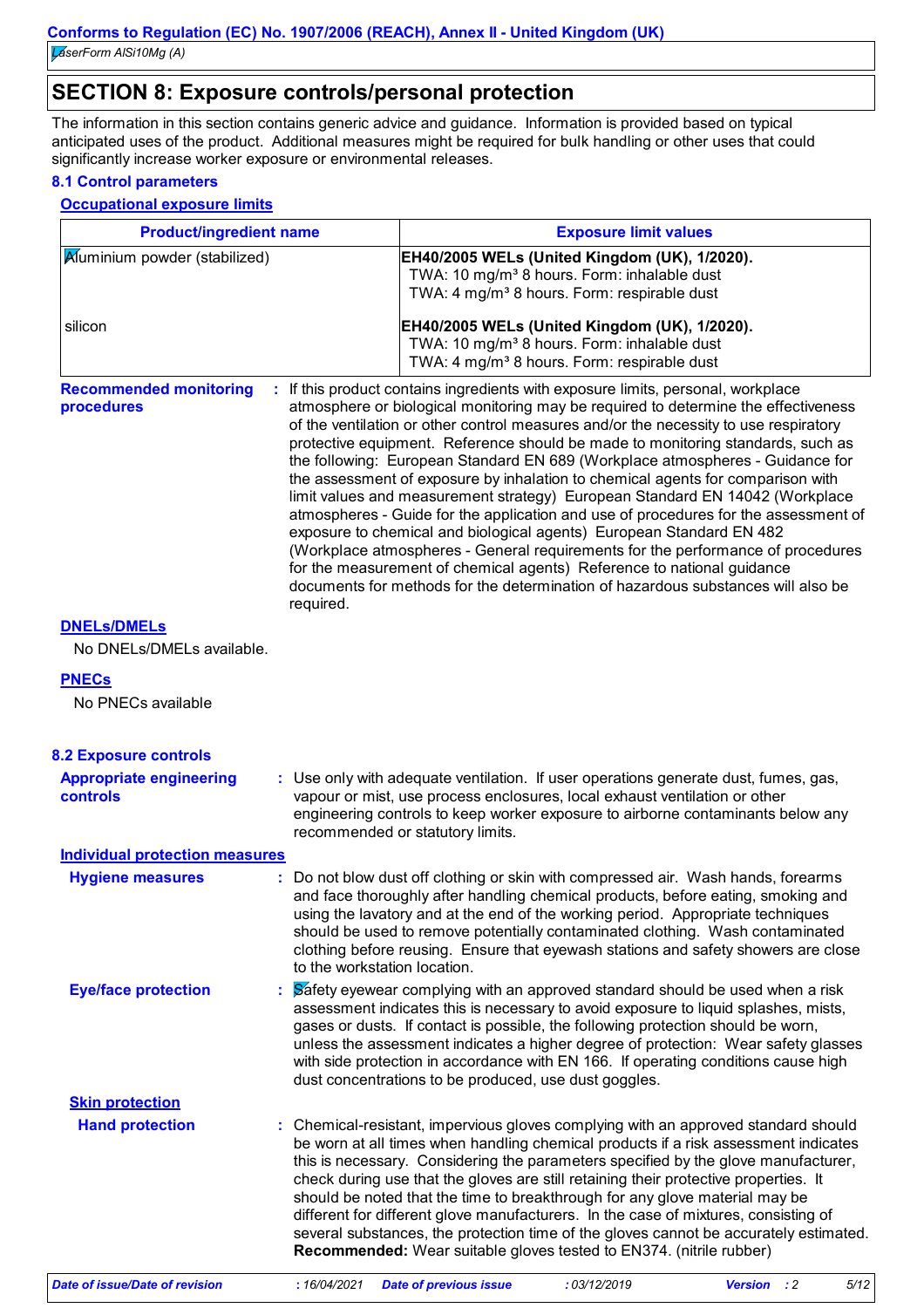## SECTION 8: Exposure controls/personal protection

The information in this section contains generic advice and guidance. Information is provided based on typical anticipated uses of the product. Additional measures might be required for bulk handling or other uses that could significantly increase worker exposure or environmental releases.

### 8.1 Control parameters

**Occupational exposure limits**

| Product/ingredient name | Exposure limit values |
|---|---|
| Aluminium powder (stabilized) | **EH40/2005 WELs (United Kingdom (UK), 1/2020).**<br>TWA: 10 mg/m³ 8 hours. Form: inhalable dust<br>TWA: 4 mg/m³ 8 hours. Form: respirable dust |
| silicon | **EH40/2005 WELs (United Kingdom (UK), 1/2020).**<br>TWA: 10 mg/m³ 8 hours. Form: inhalable dust<br>TWA: 4 mg/m³ 8 hours. Form: respirable dust |

**Recommended monitoring procedures** : If this product contains ingredients with exposure limits, personal, workplace atmosphere or biological monitoring may be required to determine the effectiveness of the ventilation or other control measures and/or the necessity to use respiratory protective equipment. Reference should be made to monitoring standards, such as the following: European Standard EN 689 (Workplace atmospheres - Guidance for the assessment of exposure by inhalation to chemical agents for comparison with limit values and measurement strategy) European Standard EN 14042 (Workplace atmospheres - Guide for the application and use of procedures for the assessment of exposure to chemical and biological agents) European Standard EN 482 (Workplace atmospheres - General requirements for the performance of procedures for the measurement of chemical agents) Reference to national guidance documents for methods for the determination of hazardous substances will also be required.

**DNELs/DMELs**

No DNELs/DMELs available.

**PNECs**

No PNECs available

### 8.2 Exposure controls

**Appropriate engineering controls** : Use only with adequate ventilation. If user operations generate dust, fumes, gas, vapour or mist, use process enclosures, local exhaust ventilation or other engineering controls to keep worker exposure to airborne contaminants below any recommended or statutory limits.

**Individual protection measures**

**Hygiene measures** : Do not blow dust off clothing or skin with compressed air. Wash hands, forearms and face thoroughly after handling chemical products, before eating, smoking and using the lavatory and at the end of the working period. Appropriate techniques should be used to remove potentially contaminated clothing. Wash contaminated clothing before reusing. Ensure that eyewash stations and safety showers are close to the workstation location.

**Eye/face protection** : Safety eyewear complying with an approved standard should be used when a risk assessment indicates this is necessary to avoid exposure to liquid splashes, mists, gases or dusts. If contact is possible, the following protection should be worn, unless the assessment indicates a higher degree of protection: Wear safety glasses with side protection in accordance with EN 166. If operating conditions cause high dust concentrations to be produced, use dust goggles.

**Skin protection**

**Hand protection** : Chemical-resistant, impervious gloves complying with an approved standard should be worn at all times when handling chemical products if a risk assessment indicates this is necessary. Considering the parameters specified by the glove manufacturer, check during use that the gloves are still retaining their protective properties. It should be noted that the time to breakthrough for any glove material may be different for different glove manufacturers. In the case of mixtures, consisting of several substances, the protection time of the gloves cannot be accurately estimated. **Recommended:** Wear suitable gloves tested to EN374. (nitrile rubber)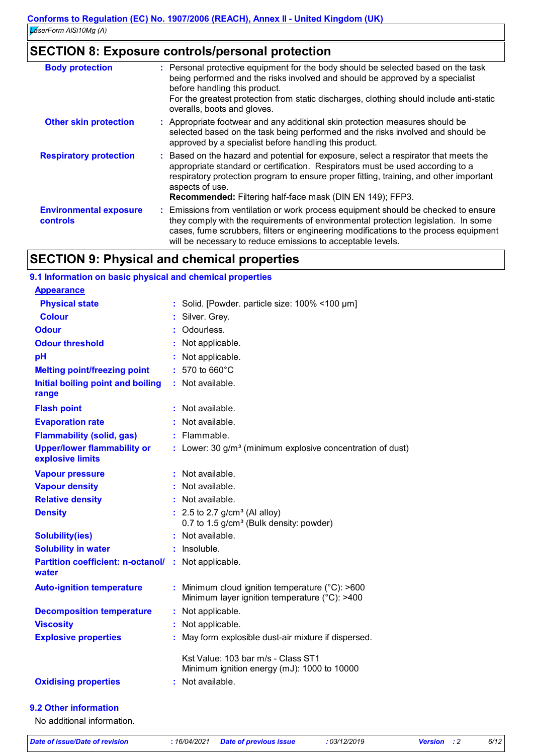## SECTION 8: Exposure controls/personal protection

| | |
|---|---|
| **Body protection** | : Personal protective equipment for the body should be selected based on the task being performed and the risks involved and should be approved by a specialist before handling this product. For the greatest protection from static discharges, clothing should include anti-static overalls, boots and gloves. |
| **Other skin protection** | : Appropriate footwear and any additional skin protection measures should be selected based on the task being performed and the risks involved and should be approved by a specialist before handling this product. |
| **Respiratory protection** | : Based on the hazard and potential for exposure, select a respirator that meets the appropriate standard or certification. Respirators must be used according to a respiratory protection program to ensure proper fitting, training, and other important aspects of use. **Recommended:** Filtering half-face mask (DIN EN 149); FFP3. |
| **Environmental exposure controls** | : Emissions from ventilation or work process equipment should be checked to ensure they comply with the requirements of environmental protection legislation. In some cases, fume scrubbers, filters or engineering modifications to the process equipment will be necessary to reduce emissions to acceptable levels. |

## SECTION 9: Physical and chemical properties

### 9.1 Information on basic physical and chemical properties

**Appearance**

| | |
|---|---|
| **Physical state** | : Solid. [Powder. particle size: 100% <100 µm] |
| **Colour** | : Silver. Grey. |
| **Odour** | : Odourless. |
| **Odour threshold** | : Not applicable. |
| **pH** | : Not applicable. |
| **Melting point/freezing point** | : 570 to 660°C |
| **Initial boiling point and boiling range** | : Not available. |
| **Flash point** | : Not available. |
| **Evaporation rate** | : Not available. |
| **Flammability (solid, gas)** | : Flammable. |
| **Upper/lower flammability or explosive limits** | : Lower: 30 g/m³ (minimum explosive concentration of dust) |
| **Vapour pressure** | : Not available. |
| **Vapour density** | : Not available. |
| **Relative density** | : Not available. |
| **Density** | : 2.5 to 2.7 g/cm³ (Al alloy)<br>0.7 to 1.5 g/cm³ (Bulk density: powder) |
| **Solubility(ies)** | : Not available. |
| **Solubility in water** | : Insoluble. |
| **Partition coefficient: n-octanol/ water** | : Not applicable. |
| **Auto-ignition temperature** | : Minimum cloud ignition temperature (°C): >600<br>Minimum layer ignition temperature (°C): >400 |
| **Decomposition temperature** | : Not applicable. |
| **Viscosity** | : Not applicable. |
| **Explosive properties** | : May form explosible dust-air mixture if dispersed.<br><br>Kst Value: 103 bar m/s - Class ST1<br>Minimum ignition energy (mJ): 1000 to 10000 |
| **Oxidising properties** | : Not available. |

### 9.2 Other information

No additional information.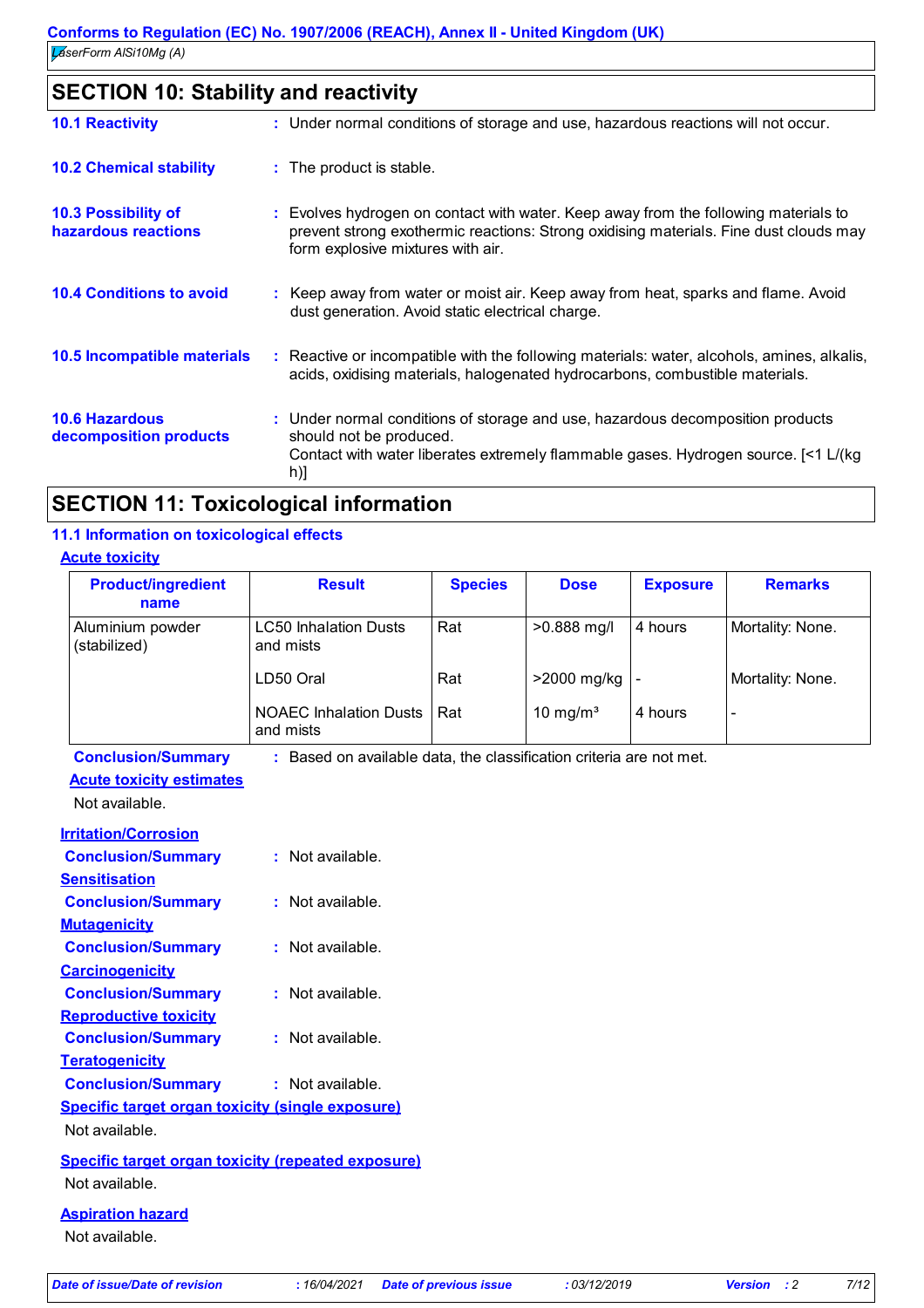## SECTION 10: Stability and reactivity

**10.1 Reactivity** : Under normal conditions of storage and use, hazardous reactions will not occur.

**10.2 Chemical stability** : The product is stable.

**10.3 Possibility of hazardous reactions** : Evolves hydrogen on contact with water. Keep away from the following materials to prevent strong exothermic reactions: Strong oxidising materials. Fine dust clouds may form explosive mixtures with air.

**10.4 Conditions to avoid** : Keep away from water or moist air. Keep away from heat, sparks and flame. Avoid dust generation. Avoid static electrical charge.

**10.5 Incompatible materials** : Reactive or incompatible with the following materials: water, alcohols, amines, alkalis, acids, oxidising materials, halogenated hydrocarbons, combustible materials.

**10.6 Hazardous decomposition products** : Under normal conditions of storage and use, hazardous decomposition products should not be produced.
Contact with water liberates extremely flammable gases. Hydrogen source. [<1 L/(kg h)]

## SECTION 11: Toxicological information

### 11.1 Information on toxicological effects

**Acute toxicity**

| Product/ingredient name | Result | Species | Dose | Exposure | Remarks |
|---|---|---|---|---|---|
| Aluminium powder (stabilized) | LC50 Inhalation Dusts and mists | Rat | >0.888 mg/l | 4 hours | Mortality: None. |
| | LD50 Oral | Rat | >2000 mg/kg | - | Mortality: None. |
| | NOAEC Inhalation Dusts and mists | Rat | 10 mg/m³ | 4 hours | - |

**Conclusion/Summary** : Based on available data, the classification criteria are not met.

**Acute toxicity estimates**

Not available.

**Irritation/Corrosion**

**Conclusion/Summary** : Not available.

**Sensitisation**

**Conclusion/Summary** : Not available.

**Mutagenicity**

**Conclusion/Summary** : Not available.

**Carcinogenicity**

**Conclusion/Summary** : Not available.

**Reproductive toxicity**

**Conclusion/Summary** : Not available.

**Teratogenicity**

**Conclusion/Summary** : Not available.

**Specific target organ toxicity (single exposure)**

Not available.

**Specific target organ toxicity (repeated exposure)**

Not available.

**Aspiration hazard**

Not available.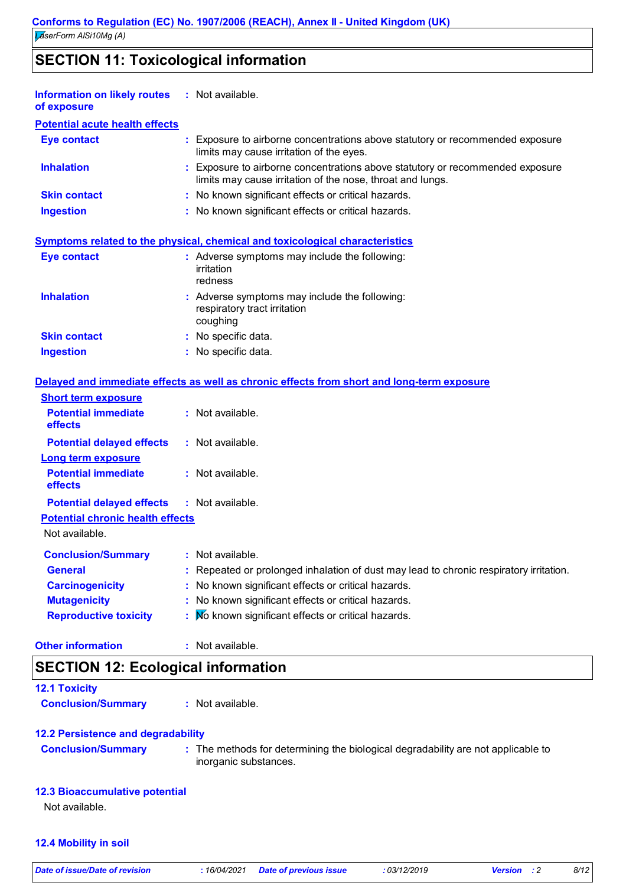## SECTION 11: Toxicological information

**Information on likely routes of exposure** : Not available.

**Potential acute health effects**

| | |
|---|---|
| **Eye contact** | : Exposure to airborne concentrations above statutory or recommended exposure limits may cause irritation of the eyes. |
| **Inhalation** | : Exposure to airborne concentrations above statutory or recommended exposure limits may cause irritation of the nose, throat and lungs. |
| **Skin contact** | : No known significant effects or critical hazards. |
| **Ingestion** | : No known significant effects or critical hazards. |

**Symptoms related to the physical, chemical and toxicological characteristics**

| | |
|---|---|
| **Eye contact** | : Adverse symptoms may include the following: irritation redness |
| **Inhalation** | : Adverse symptoms may include the following: respiratory tract irritation coughing |
| **Skin contact** | : No specific data. |
| **Ingestion** | : No specific data. |

**Delayed and immediate effects as well as chronic effects from short and long-term exposure**

**Short term exposure**

| | |
|---|---|
| **Potential immediate effects** | : Not available. |
| **Potential delayed effects** | : Not available. |

**Long term exposure**

| | |
|---|---|
| **Potential immediate effects** | : Not available. |
| **Potential delayed effects** | : Not available. |

**Potential chronic health effects**

Not available.

| | |
|---|---|
| **Conclusion/Summary** | : Not available. |
| **General** | : Repeated or prolonged inhalation of dust may lead to chronic respiratory irritation. |
| **Carcinogenicity** | : No known significant effects or critical hazards. |
| **Mutagenicity** | : No known significant effects or critical hazards. |
| **Reproductive toxicity** | : No known significant effects or critical hazards. |

**Other information** : Not available.

## SECTION 12: Ecological information

### 12.1 Toxicity

**Conclusion/Summary** : Not available.

### 12.2 Persistence and degradability

**Conclusion/Summary** : The methods for determining the biological degradability are not applicable to inorganic substances.

### 12.3 Bioaccumulative potential

Not available.

### 12.4 Mobility in soil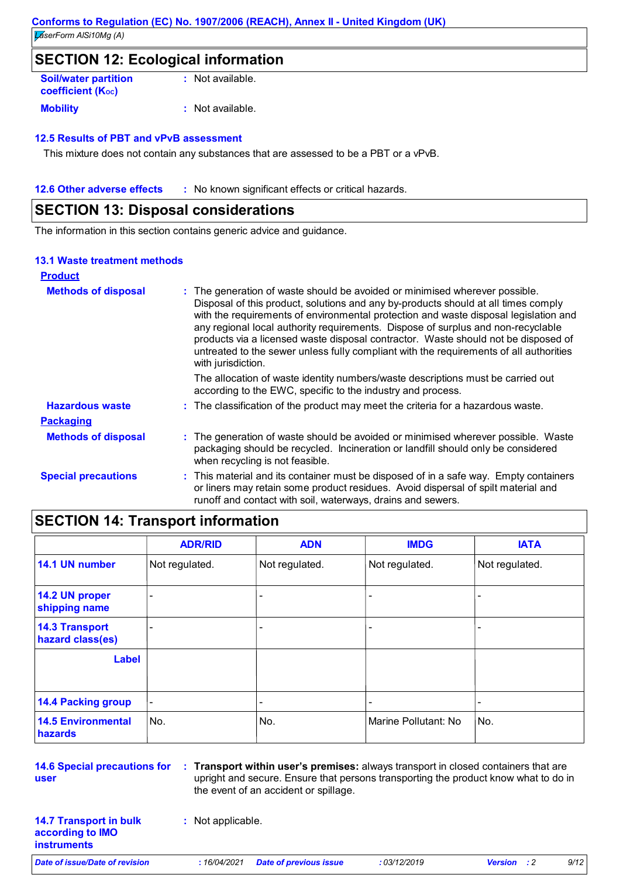## SECTION 12: Ecological information

**Soil/water partition coefficient ($K_{OC}$)** : Not available.

**Mobility** : Not available.

### 12.5 Results of PBT and vPvB assessment

This mixture does not contain any substances that are assessed to be a PBT or a vPvB.

**12.6 Other adverse effects** : No known significant effects or critical hazards.

## SECTION 13: Disposal considerations

The information in this section contains generic advice and guidance.

### 13.1 Waste treatment methods

**Product**

**Methods of disposal** : The generation of waste should be avoided or minimised wherever possible. Disposal of this product, solutions and any by-products should at all times comply with the requirements of environmental protection and waste disposal legislation and any regional local authority requirements. Dispose of surplus and non-recyclable products via a licensed waste disposal contractor. Waste should not be disposed of untreated to the sewer unless fully compliant with the requirements of all authorities with jurisdiction.

The allocation of waste identity numbers/waste descriptions must be carried out according to the EWC, specific to the industry and process.

**Hazardous waste** : The classification of the product may meet the criteria for a hazardous waste.

**Packaging**

**Methods of disposal** : The generation of waste should be avoided or minimised wherever possible. Waste packaging should be recycled. Incineration or landfill should only be considered when recycling is not feasible.

**Special precautions** : This material and its container must be disposed of in a safe way. Empty containers or liners may retain some product residues. Avoid dispersal of spilt material and runoff and contact with soil, waterways, drains and sewers.

## SECTION 14: Transport information

| | ADR/RID | ADN | IMDG | IATA |
|---|---|---|---|---|
| **14.1 UN number** | Not regulated. | Not regulated. | Not regulated. | Not regulated. |
| **14.2 UN proper shipping name** | - | - | - | - |
| **14.3 Transport hazard class(es)** | - | - | - | - |
| **Label** | | | | |
| **14.4 Packing group** | - | - | - | - |
| **14.5 Environmental hazards** | No. | No. | Marine Pollutant: No | No. |

**14.6 Special precautions for user** : **Transport within user's premises:** always transport in closed containers that are upright and secure. Ensure that persons transporting the product know what to do in the event of an accident or spillage.

**14.7 Transport in bulk according to IMO instruments** : Not applicable.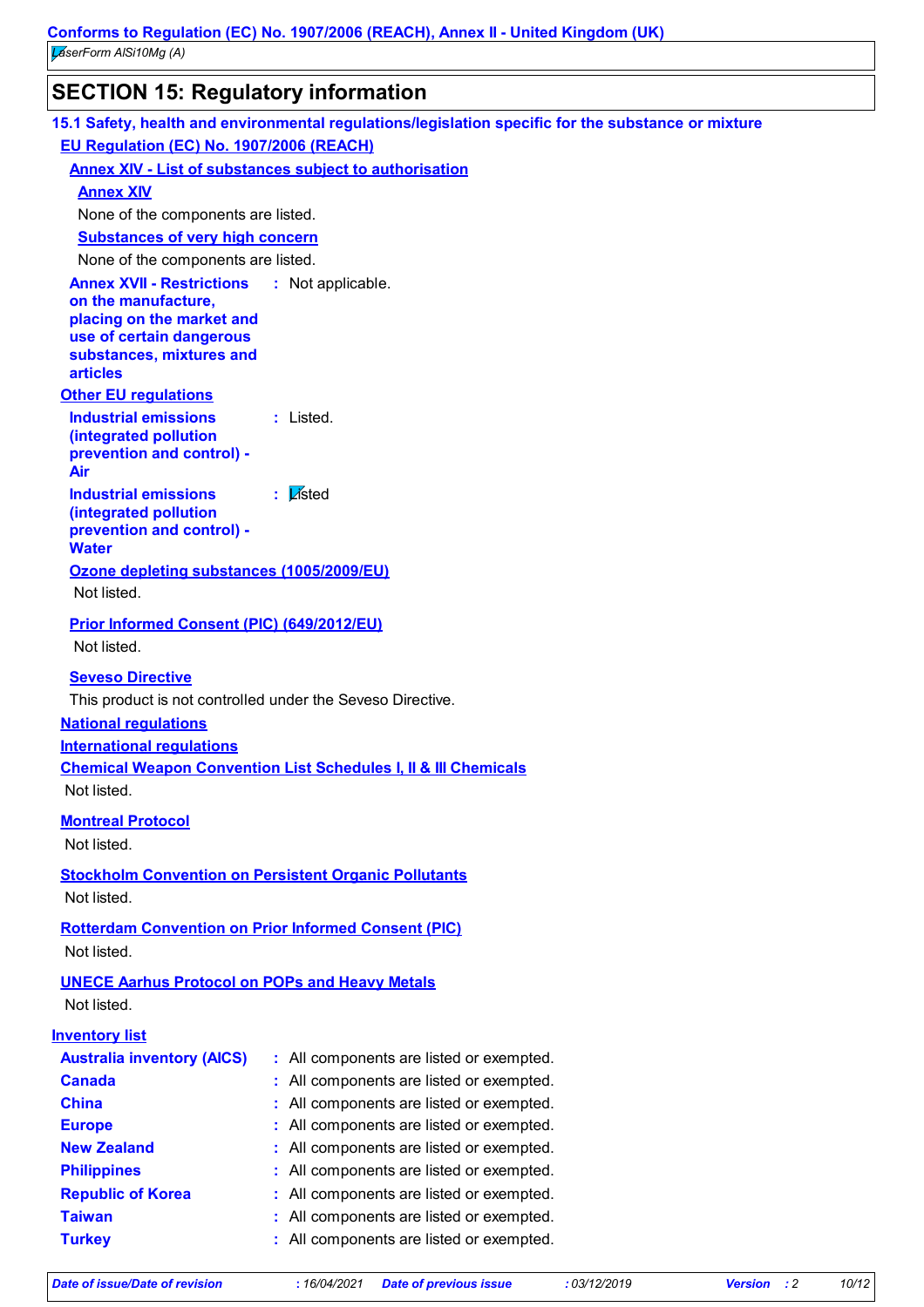## SECTION 15: Regulatory information

### 15.1 Safety, health and environmental regulations/legislation specific for the substance or mixture

**EU Regulation (EC) No. 1907/2006 (REACH)**

**Annex XIV - List of substances subject to authorisation**

**Annex XIV**

None of the components are listed.

**Substances of very high concern**

None of the components are listed.

**Annex XVII - Restrictions on the manufacture, placing on the market and use of certain dangerous substances, mixtures and articles** : Not applicable.

**Other EU regulations**

**Industrial emissions (integrated pollution prevention and control) - Air** : Listed.

**Industrial emissions (integrated pollution prevention and control) - Water** : Listed

**Ozone depleting substances (1005/2009/EU)**

Not listed.

**Prior Informed Consent (PIC) (649/2012/EU)**

Not listed.

**Seveso Directive**

This product is not controlled under the Seveso Directive.

**National regulations**

**International regulations**

**Chemical Weapon Convention List Schedules I, II & III Chemicals**

Not listed.

**Montreal Protocol**

Not listed.

**Stockholm Convention on Persistent Organic Pollutants**

Not listed.

**Rotterdam Convention on Prior Informed Consent (PIC)**

Not listed.

**UNECE Aarhus Protocol on POPs and Heavy Metals**

Not listed.

**Inventory list**

| | |
|---|---|
| **Australia inventory (AICS)** | : All components are listed or exempted. |
| **Canada** | : All components are listed or exempted. |
| **China** | : All components are listed or exempted. |
| **Europe** | : All components are listed or exempted. |
| **New Zealand** | : All components are listed or exempted. |
| **Philippines** | : All components are listed or exempted. |
| **Republic of Korea** | : All components are listed or exempted. |
| **Taiwan** | : All components are listed or exempted. |
| **Turkey** | : All components are listed or exempted. |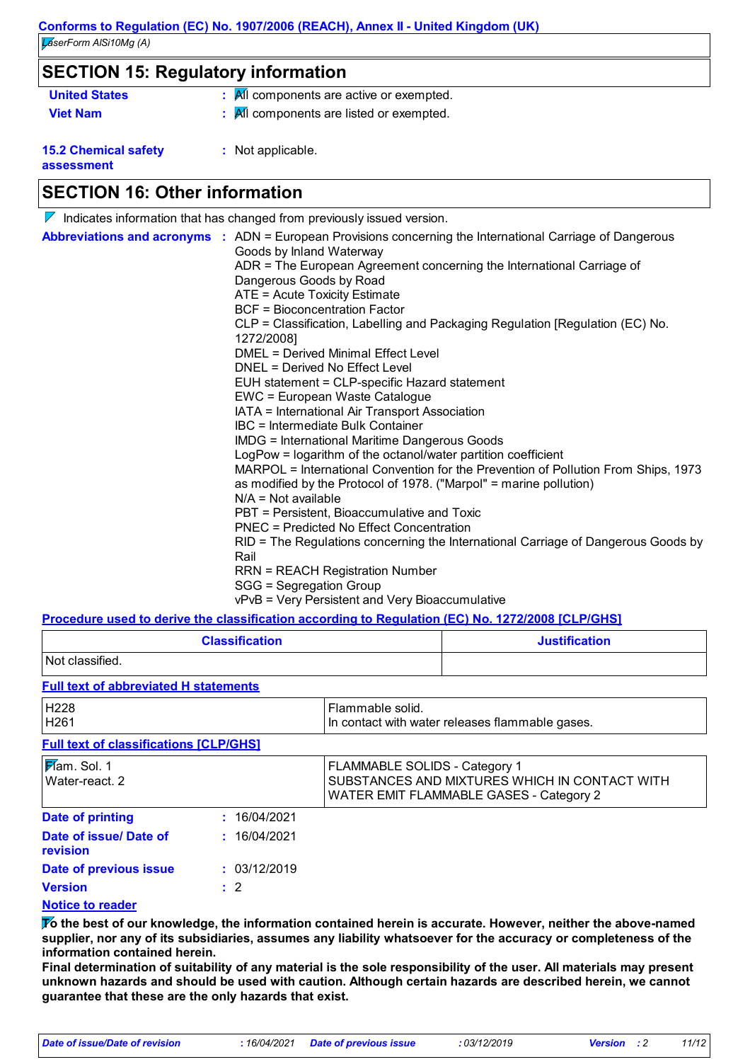## SECTION 15: Regulatory information

**United States** : All components are active or exempted.

**Viet Nam** : All components are listed or exempted.

**15.2 Chemical safety assessment** : Not applicable.

## SECTION 16: Other information

Indicates information that has changed from previously issued version.

**Abbreviations and acronyms** :

ADN = European Provisions concerning the International Carriage of Dangerous Goods by Inland Waterway
ADR = The European Agreement concerning the International Carriage of Dangerous Goods by Road
ATE = Acute Toxicity Estimate
BCF = Bioconcentration Factor
CLP = Classification, Labelling and Packaging Regulation [Regulation (EC) No. 1272/2008]
DMEL = Derived Minimal Effect Level
DNEL = Derived No Effect Level
EUH statement = CLP-specific Hazard statement
EWC = European Waste Catalogue
IATA = International Air Transport Association
IBC = Intermediate Bulk Container
IMDG = International Maritime Dangerous Goods
LogPow = logarithm of the octanol/water partition coefficient
MARPOL = International Convention for the Prevention of Pollution From Ships, 1973 as modified by the Protocol of 1978. ("Marpol" = marine pollution)
N/A = Not available
PBT = Persistent, Bioaccumulative and Toxic
PNEC = Predicted No Effect Concentration
RID = The Regulations concerning the International Carriage of Dangerous Goods by Rail
RRN = REACH Registration Number
SGG = Segregation Group
vPvB = Very Persistent and Very Bioaccumulative

**Procedure used to derive the classification according to Regulation (EC) No. 1272/2008 [CLP/GHS]**

| Classification | Justification |
| --- | --- |
| Not classified. | |

**Full text of abbreviated H statements**

| | |
| --- | --- |
| H228 | Flammable solid. |
| H261 | In contact with water releases flammable gases. |

**Full text of classifications [CLP/GHS]**

| | |
| --- | --- |
| Flam. Sol. 1 | FLAMMABLE SOLIDS - Category 1 |
| Water-react. 2 | SUBSTANCES AND MIXTURES WHICH IN CONTACT WITH WATER EMIT FLAMMABLE GASES - Category 2 |

**Date of printing** : 16/04/2021

**Date of issue/ Date of revision** : 16/04/2021

**Date of previous issue** : 03/12/2019

**Version** : 2

**Notice to reader**

**To the best of our knowledge, the information contained herein is accurate. However, neither the above-named supplier, nor any of its subsidiaries, assumes any liability whatsoever for the accuracy or completeness of the information contained herein.**
**Final determination of suitability of any material is the sole responsibility of the user. All materials may present unknown hazards and should be used with caution. Although certain hazards are described herein, we cannot guarantee that these are the only hazards that exist.**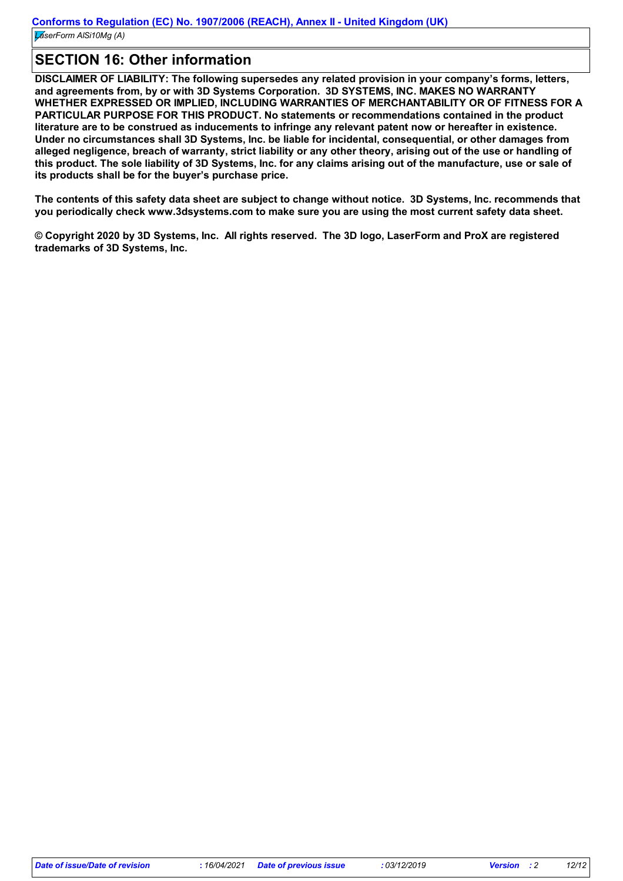## SECTION 16: Other information

**DISCLAIMER OF LIABILITY: The following supersedes any related provision in your company's forms, letters, and agreements from, by or with 3D Systems Corporation. 3D SYSTEMS, INC. MAKES NO WARRANTY WHETHER EXPRESSED OR IMPLIED, INCLUDING WARRANTIES OF MERCHANTABILITY OR OF FITNESS FOR A PARTICULAR PURPOSE FOR THIS PRODUCT. No statements or recommendations contained in the product literature are to be construed as inducements to infringe any relevant patent now or hereafter in existence. Under no circumstances shall 3D Systems, Inc. be liable for incidental, consequential, or other damages from alleged negligence, breach of warranty, strict liability or any other theory, arising out of the use or handling of this product. The sole liability of 3D Systems, Inc. for any claims arising out of the manufacture, use or sale of its products shall be for the buyer's purchase price.**

**The contents of this safety data sheet are subject to change without notice. 3D Systems, Inc. recommends that you periodically check www.3dsystems.com to make sure you are using the most current safety data sheet.**

**© Copyright 2020 by 3D Systems, Inc. All rights reserved. The 3D logo, LaserForm and ProX are registered trademarks of 3D Systems, Inc.**